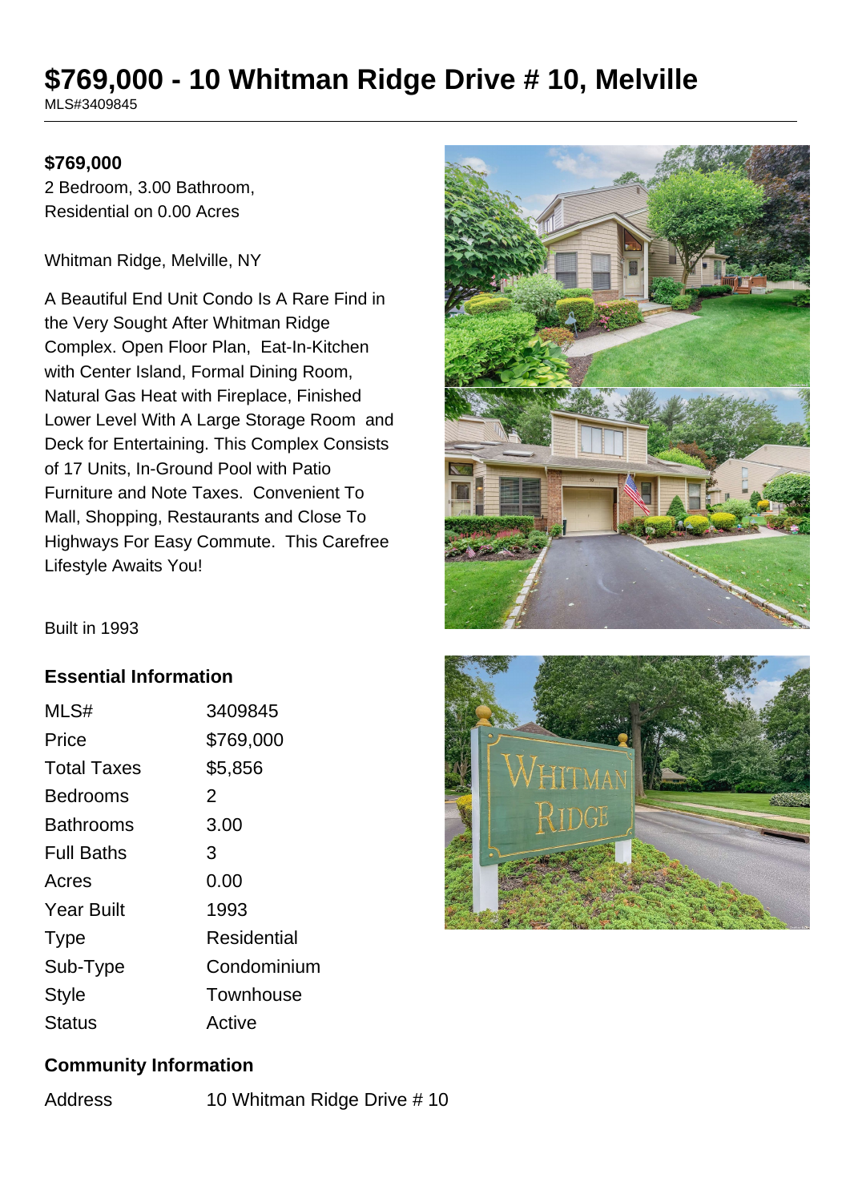# $769,000 - 10 Whitman Ridge Drive # 10, Melville

MLS#3409845

**$769,000**

2 Bedroom, 3.00 Bathroom,
Residential on 0.00 Acres

Whitman Ridge, Melville, NY

A Beautiful End Unit Condo Is A Rare Find in the Very Sought After Whitman Ridge Complex. Open Floor Plan, Eat-In-Kitchen with Center Island, Formal Dining Room, Natural Gas Heat with Fireplace, Finished Lower Level With A Large Storage Room and Deck for Entertaining. This Complex Consists of 17 Units, In-Ground Pool with Patio Furniture and Note Taxes. Convenient To Mall, Shopping, Restaurants and Close To Highways For Easy Commute. This Carefree Lifestyle Awaits You!

Built in 1993

## Essential Information

| | |
|---|---|
| MLS# | 3409845 |
| Price | $769,000 |
| Total Taxes | $5,856 |
| Bedrooms | 2 |
| Bathrooms | 3.00 |
| Full Baths | 3 |
| Acres | 0.00 |
| Year Built | 1993 |
| Type | Residential |
| Sub-Type | Condominium |
| Style | Townhouse |
| Status | Active |

## Community Information

| | |
|---|---|
| Address | 10 Whitman Ridge Drive # 10 |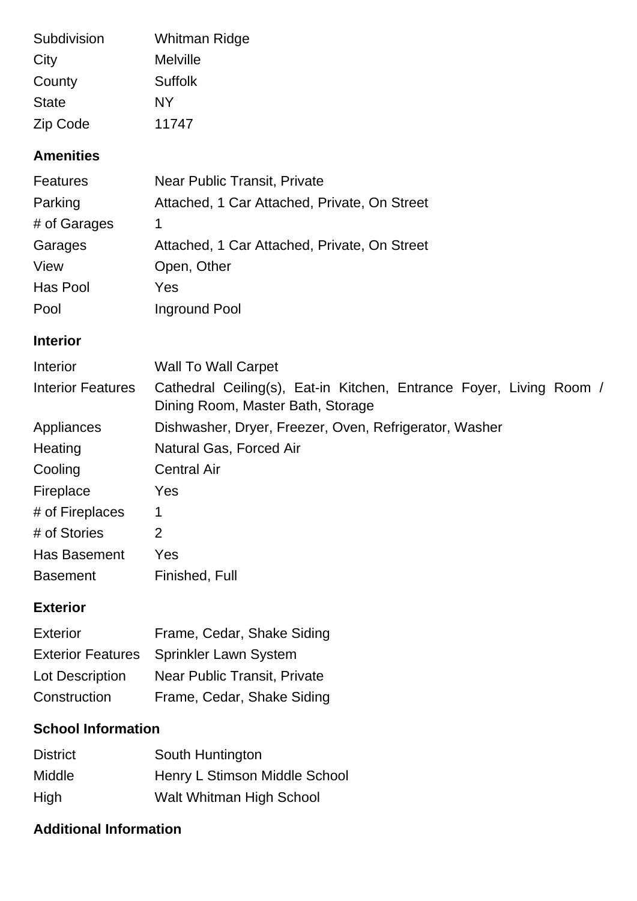| | |
|---|---|
| Subdivision | Whitman Ridge |
| City | Melville |
| County | Suffolk |
| State | NY |
| Zip Code | 11747 |

## Amenities

| | |
|---|---|
| Features | Near Public Transit, Private |
| Parking | Attached, 1 Car Attached, Private, On Street |
| # of Garages | 1 |
| Garages | Attached, 1 Car Attached, Private, On Street |
| View | Open, Other |
| Has Pool | Yes |
| Pool | Inground Pool |

## Interior

| | |
|---|---|
| Interior | Wall To Wall Carpet |
| Interior Features | Cathedral Ceiling(s), Eat-in Kitchen, Entrance Foyer, Living Room / Dining Room, Master Bath, Storage |
| Appliances | Dishwasher, Dryer, Freezer, Oven, Refrigerator, Washer |
| Heating | Natural Gas, Forced Air |
| Cooling | Central Air |
| Fireplace | Yes |
| # of Fireplaces | 1 |
| # of Stories | 2 |
| Has Basement | Yes |
| Basement | Finished, Full |

## Exterior

| | |
|---|---|
| Exterior | Frame, Cedar, Shake Siding |
| Exterior Features | Sprinkler Lawn System |
| Lot Description | Near Public Transit, Private |
| Construction | Frame, Cedar, Shake Siding |

## School Information

| | |
|---|---|
| District | South Huntington |
| Middle | Henry L Stimson Middle School |
| High | Walt Whitman High School |

## Additional Information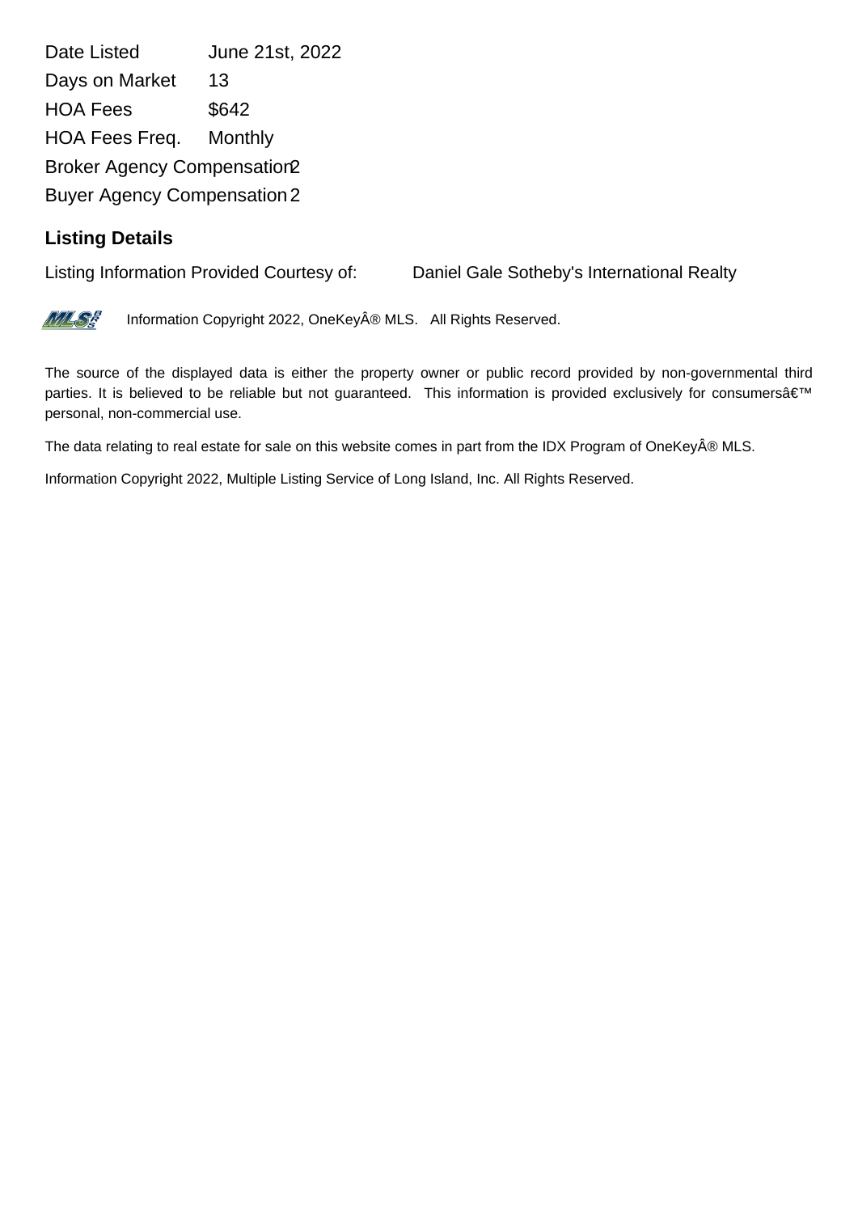| | |
|---|---|
| Date Listed | June 21st, 2022 |
| Days on Market | 13 |
| HOA Fees | $642 |
| HOA Fees Freq. | Monthly |
| Broker Agency Compensation | 2 |
| Buyer Agency Compensation | 2 |

## Listing Details

Listing Information Provided Courtesy of: Daniel Gale Sotheby's International Realty

Information Copyright 2022, OneKeyÂ® MLS. All Rights Reserved.

The source of the displayed data is either the property owner or public record provided by non-governmental third parties. It is believed to be reliable but not guaranteed. This information is provided exclusively for consumersâ€™ personal, non-commercial use.

The data relating to real estate for sale on this website comes in part from the IDX Program of OneKeyÂ® MLS.

Information Copyright 2022, Multiple Listing Service of Long Island, Inc. All Rights Reserved.